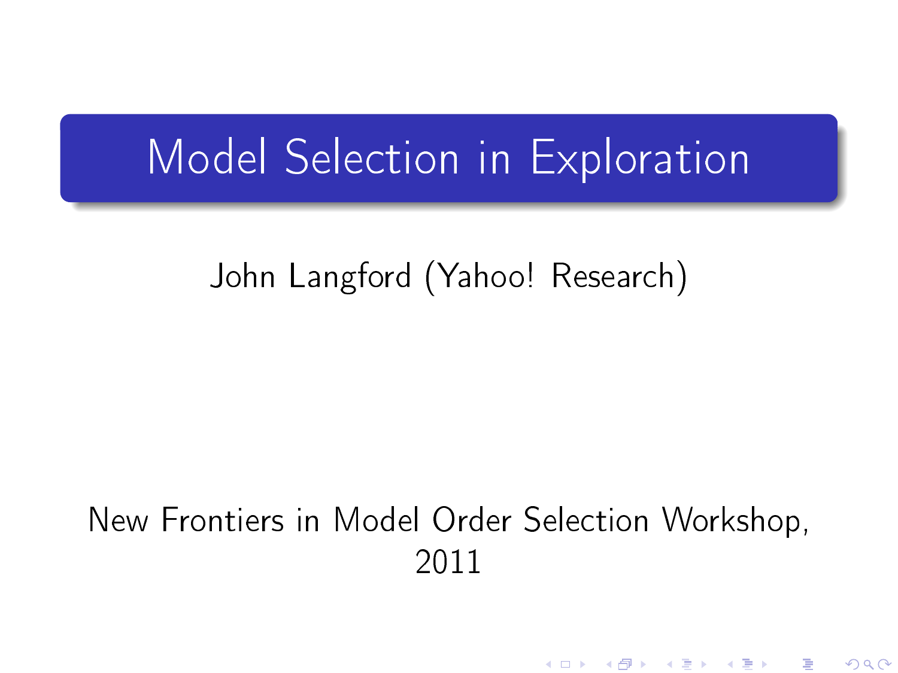# Model Selection in Exploration

John Langford (Yahoo! Research)

New Frontiers in Model Order Selection Workshop, 2011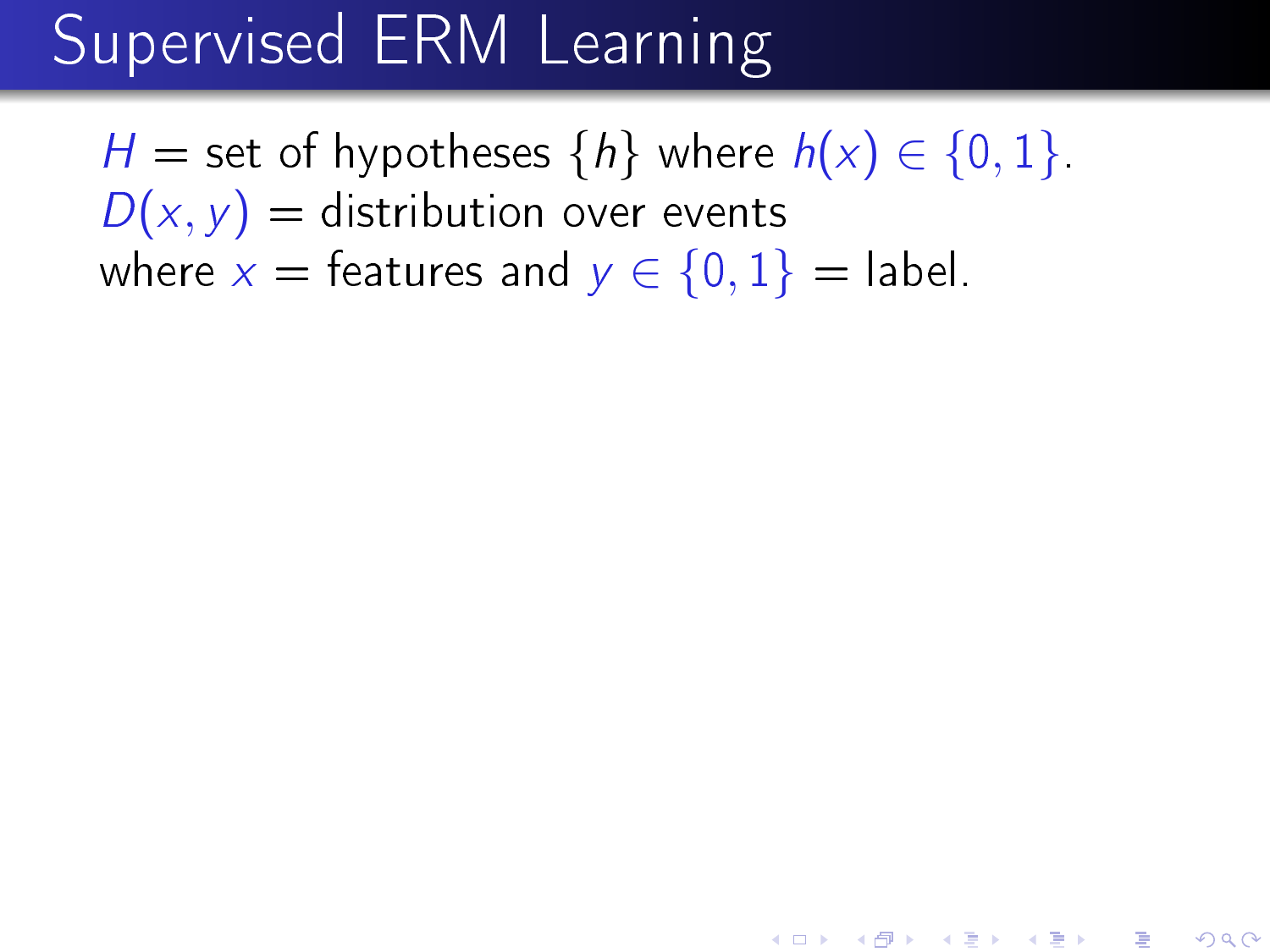# Supervised ERM Learning

$H$ = set of hypotheses $\{h\}$ where $h(x) \in \{0, 1\}$.
$D(x, y)$ = distribution over events
where $x$ = features and $y \in \{0, 1\}$ = label.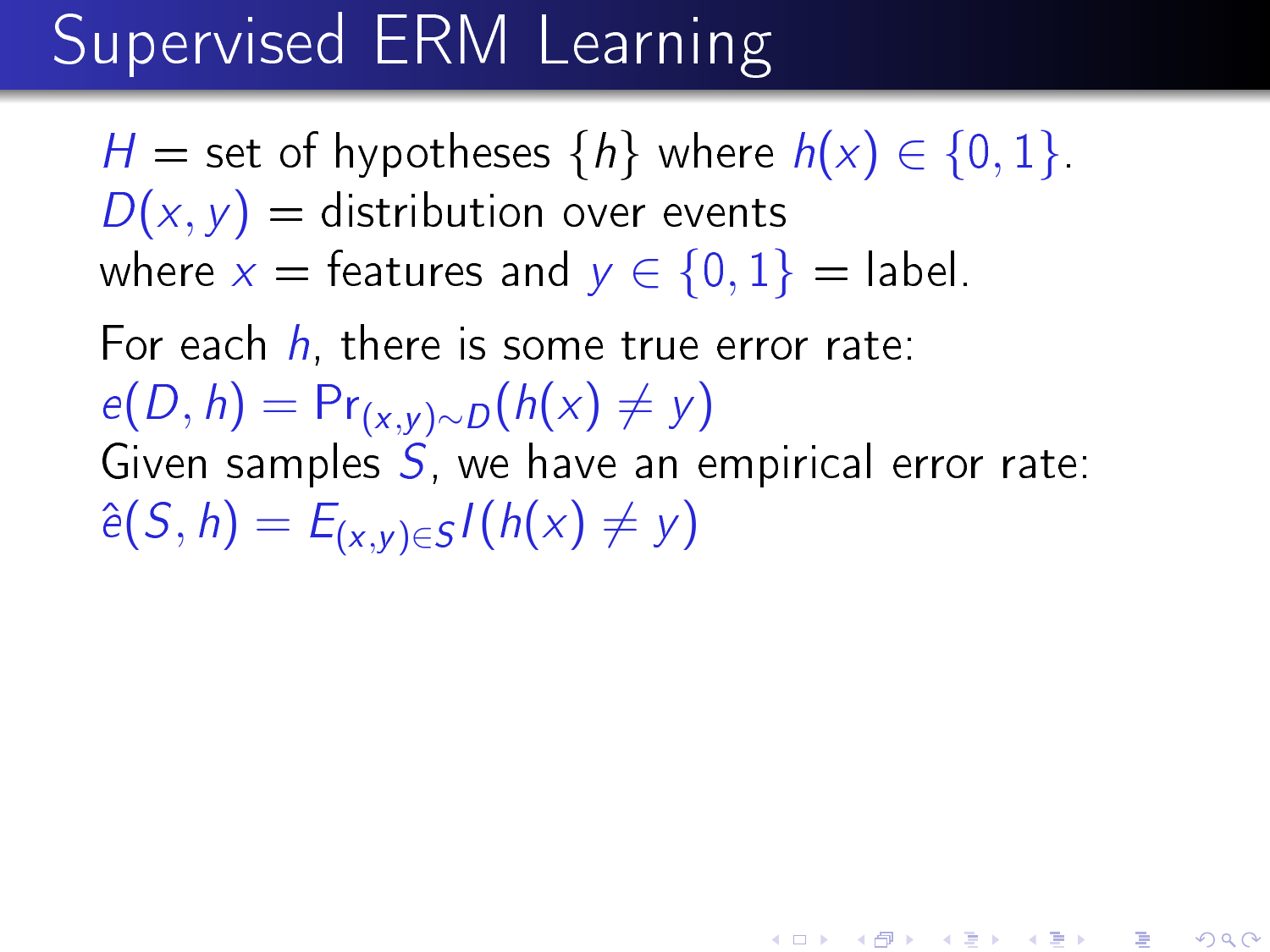# Supervised ERM Learning

$H$ = set of hypotheses $\{h\}$ where $h(x) \in \{0, 1\}$.
$D(x, y)$ = distribution over events
where $x$ = features and $y \in \{0, 1\}$ = label.

For each $h$, there is some true error rate:
$e(D, h) = \Pr_{(x,y)\sim D}(h(x) \neq y)$
Given samples $S$, we have an empirical error rate:
$\hat{e}(S, h) = E_{(x,y)\in S} I(h(x) \neq y)$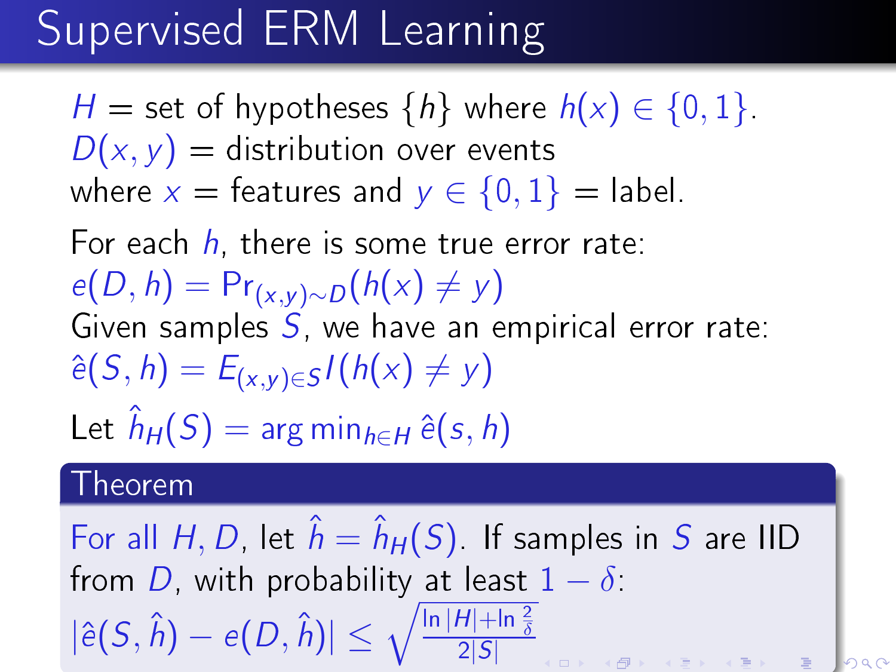# Supervised ERM Learning

$H$ = set of hypotheses $\{h\}$ where $h(x) \in \{0,1\}$.
$D(x,y)$ = distribution over events
where $x$ = features and $y \in \{0,1\}$ = label.

For each $h$, there is some true error rate:
$e(D,h) = \Pr_{(x,y)\sim D}(h(x) \neq y)$
Given samples $S$, we have an empirical error rate:
$\hat{e}(S,h) = E_{(x,y)\in S} I(h(x) \neq y)$

Let $\hat{h}_H(S) = \arg\min_{h\in H} \hat{e}(s,h)$

**Theorem**

For all $H$, $D$, let $\hat{h} = \hat{h}_H(S)$. If samples in $S$ are IID from $D$, with probability at least $1-\delta$:
$|\hat{e}(S,\hat{h}) - e(D,\hat{h})| \leq \sqrt{\frac{\ln|H| + \ln\frac{2}{\delta}}{2|S|}}$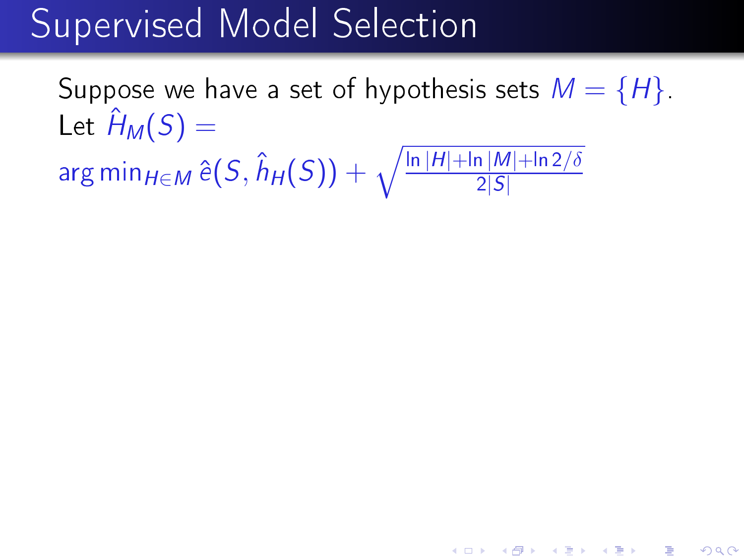# Supervised Model Selection

Suppose we have a set of hypothesis sets $M = \{H\}$.
Let $\hat{H}_M(S) =$
$\arg\min_{H \in M} \hat{e}(S, \hat{h}_H(S)) + \sqrt{\frac{\ln |H| + \ln |M| + \ln 2/\delta}{2|S|}}$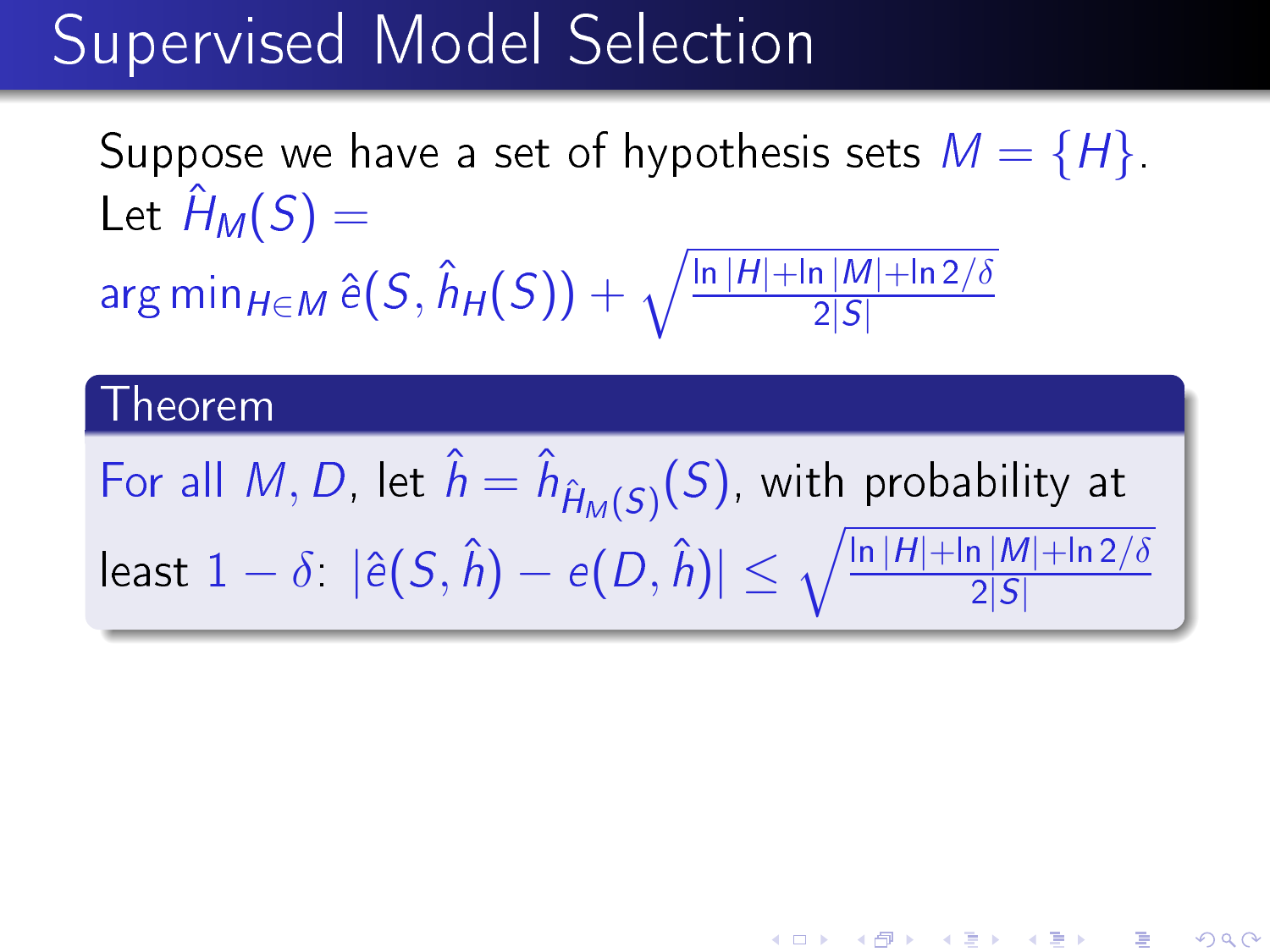# Supervised Model Selection

Suppose we have a set of hypothesis sets $M = \{H\}$.
Let $\hat{H}_M(S) =$
$\arg\min_{H \in M} \hat{e}(S, \hat{h}_H(S)) + \sqrt{\frac{\ln |H| + \ln |M| + \ln 2/\delta}{2|S|}}$

**Theorem**

For all $M, D$, let $\hat{h} = \hat{h}_{\hat{H}_M(S)}(S)$, with probability at least $1 - \delta$: $|\hat{e}(S, \hat{h}) - e(D, \hat{h})| \leq \sqrt{\frac{\ln |H| + \ln |M| + \ln 2/\delta}{2|S|}}$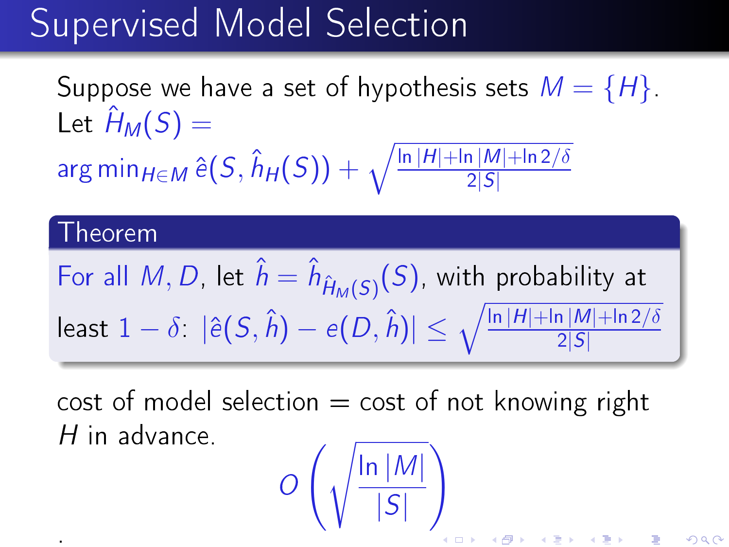# Supervised Model Selection

Suppose we have a set of hypothesis sets $M = \{H\}$.

Let $\hat{H}_M(S) =$
$\arg\min_{H \in M} \hat{e}(S, \hat{h}_H(S)) + \sqrt{\frac{\ln |H| + \ln |M| + \ln 2/\delta}{2|S|}}$

**Theorem**

For all $M, D$, let $\hat{h} = \hat{h}_{\hat{H}_M(S)}(S)$, with probability at least $1 - \delta$: $|\hat{e}(S, \hat{h}) - e(D, \hat{h})| \leq \sqrt{\frac{\ln |H| + \ln |M| + \ln 2/\delta}{2|S|}}$

cost of model selection = cost of not knowing right $H$ in advance.

$$O\left(\sqrt{\frac{\ln |M|}{|S|}}\right)$$

.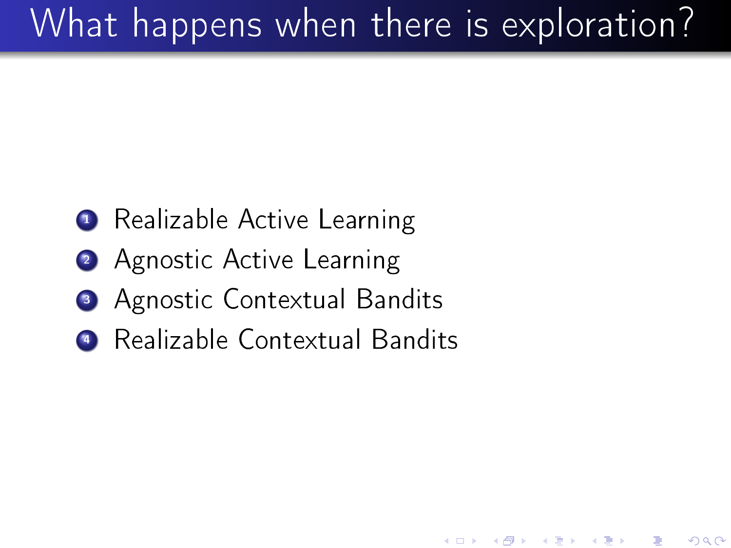# What happens when there is exploration?

1. Realizable Active Learning
2. Agnostic Active Learning
3. Agnostic Contextual Bandits
4. Realizable Contextual Bandits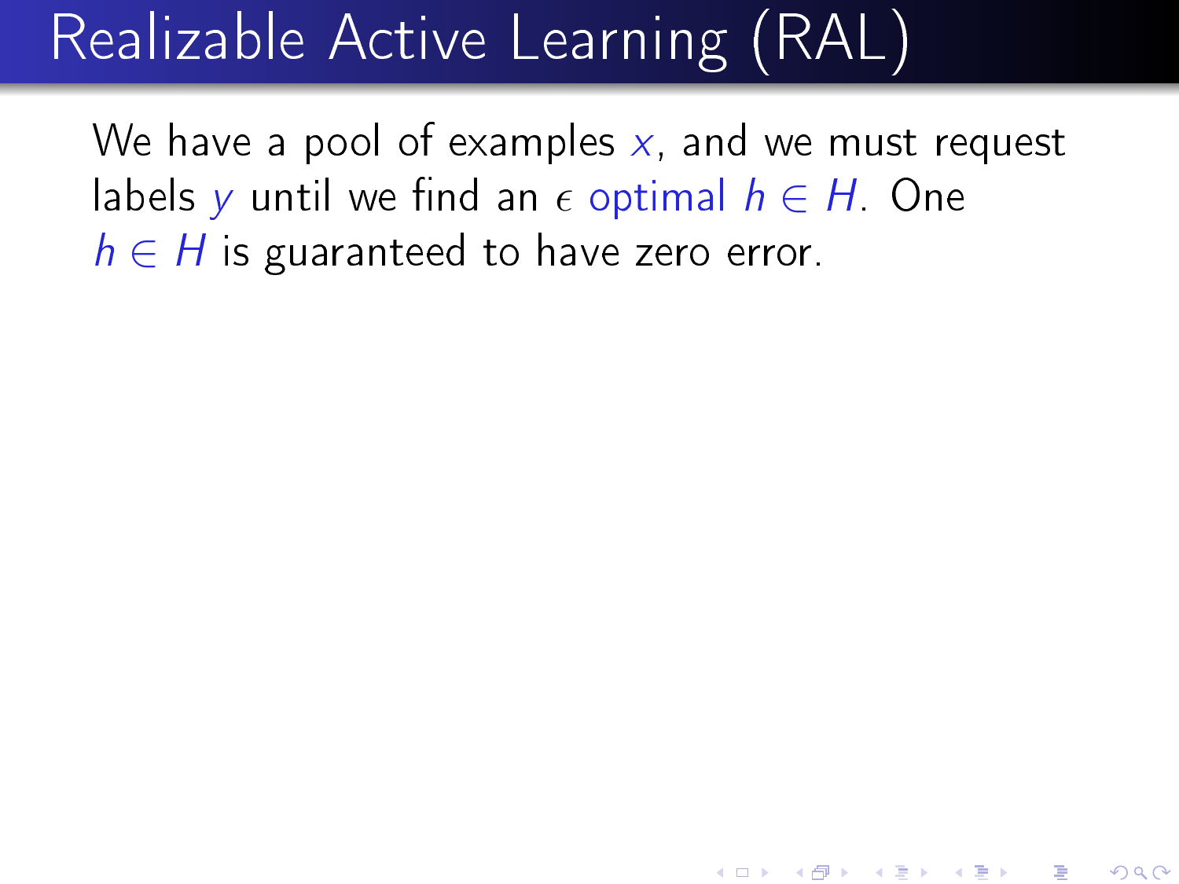# Realizable Active Learning (RAL)

We have a pool of examples $x$, and we must request labels $y$ until we find an $\epsilon$ optimal $h \in H$. One $h \in H$ is guaranteed to have zero error.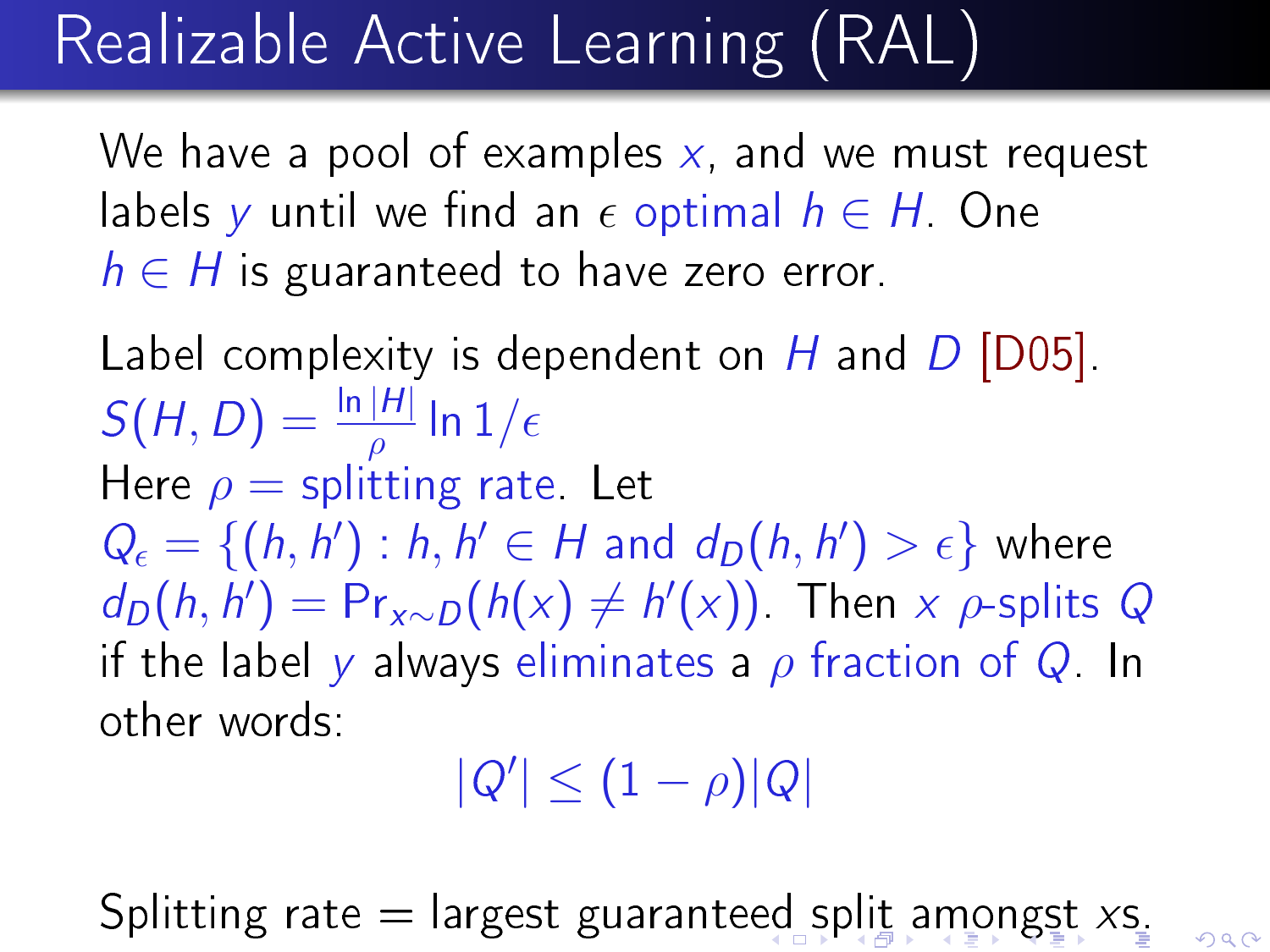# Realizable Active Learning (RAL)

We have a pool of examples $x$, and we must request labels $y$ until we find an $\epsilon$ optimal $h \in H$. One $h \in H$ is guaranteed to have zero error.

Label complexity is dependent on $H$ and $D$ [D05].
$S(H, D) = \frac{\ln |H|}{\rho} \ln 1/\epsilon$
Here $\rho$ = splitting rate. Let
$Q_\epsilon = \{(h, h') : h, h' \in H \text{ and } d_D(h, h') > \epsilon\}$ where
$d_D(h, h') = \Pr_{x \sim D}(h(x) \neq h'(x))$. Then $x$ $\rho$-splits $Q$ if the label $y$ always eliminates a $\rho$ fraction of $Q$. In other words:

$$|Q'| \leq (1 - \rho)|Q|$$

Splitting rate = largest guaranteed split amongst $x$s.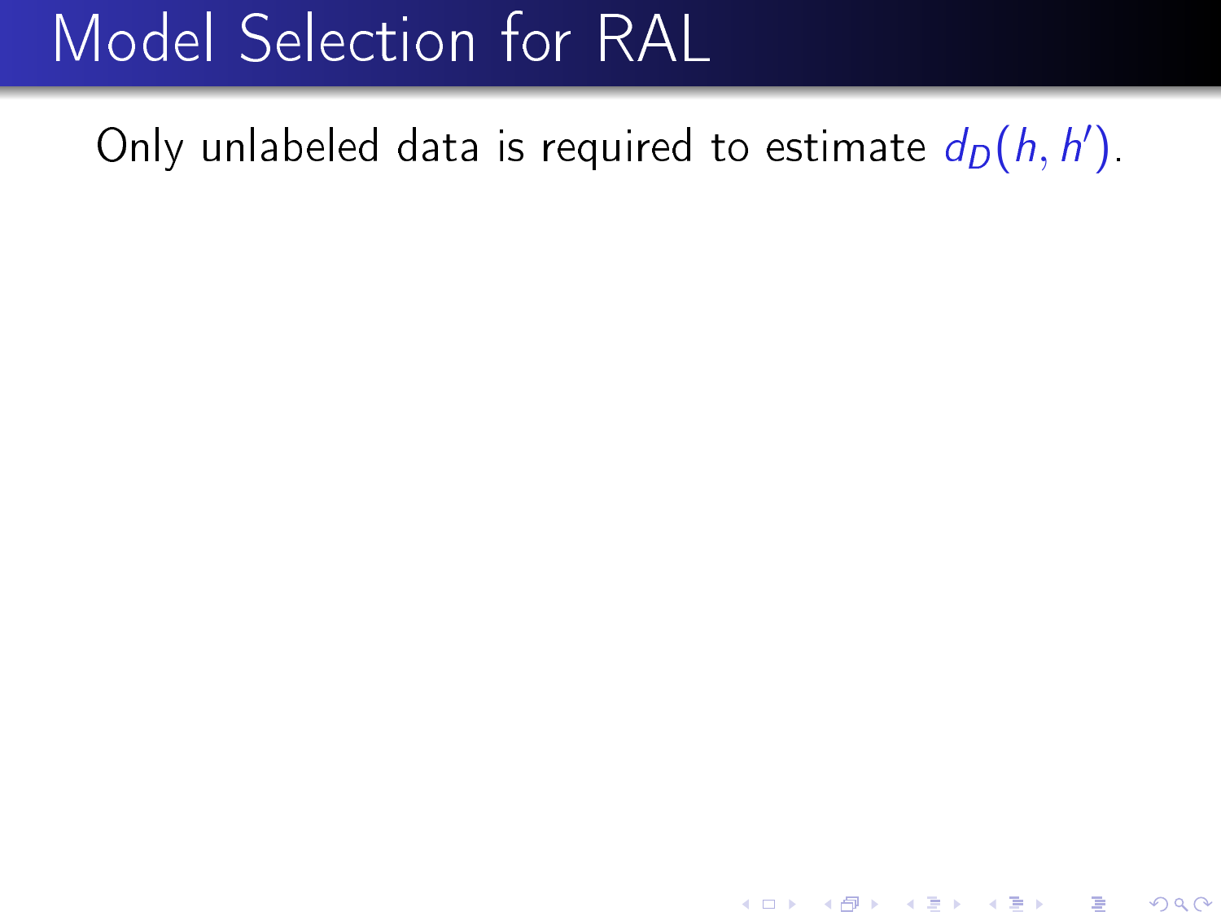# Model Selection for RAL

Only unlabeled data is required to estimate $d_D(h, h')$.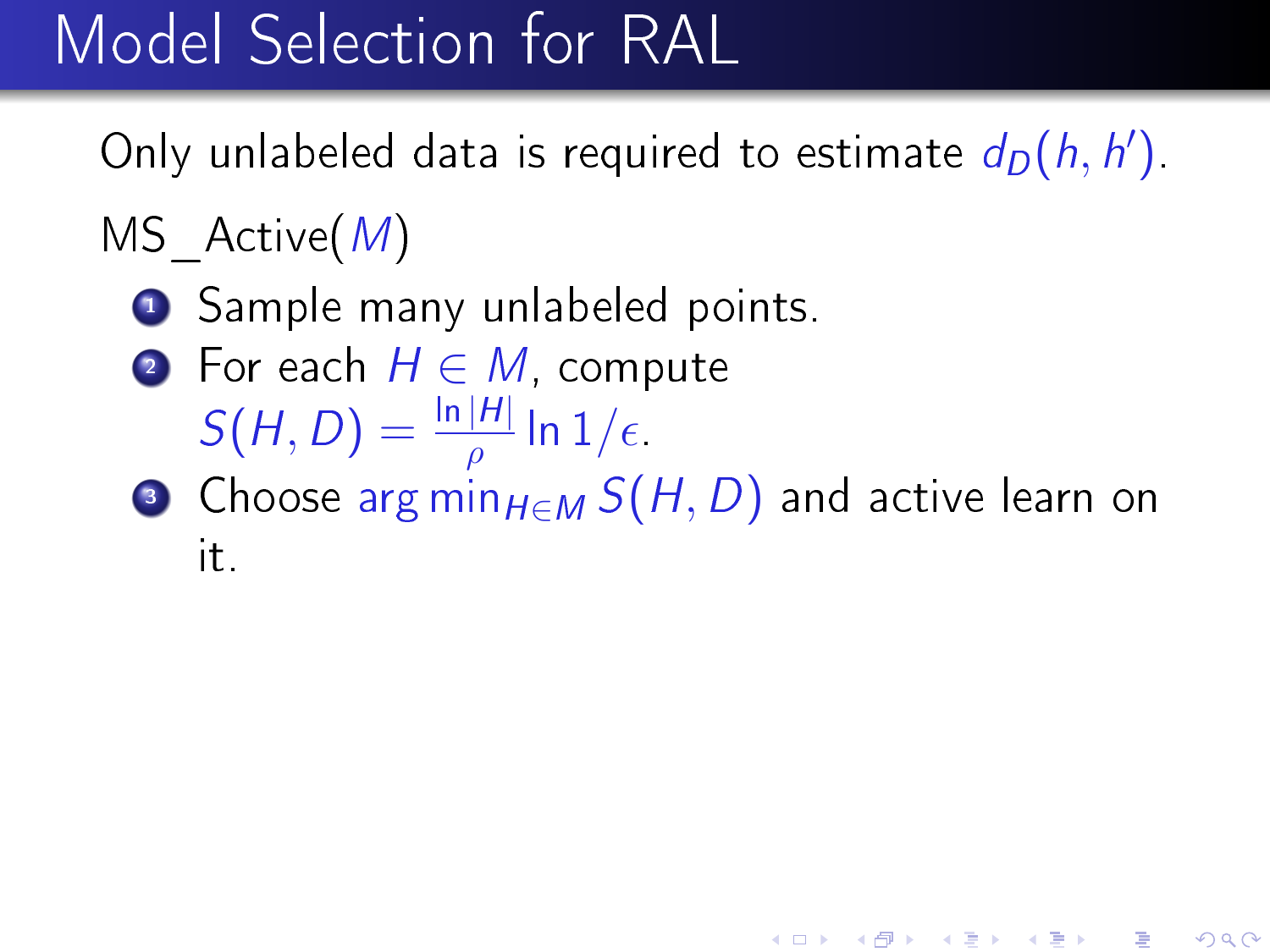# Model Selection for RAL

Only unlabeled data is required to estimate $d_D(h, h')$.

MS_Active($M$)

1. Sample many unlabeled points.
2. For each $H \in M$, compute $S(H, D) = \frac{\ln |H|}{\rho} \ln 1/\epsilon$.
3. Choose $\arg\min_{H \in M} S(H, D)$ and active learn on it.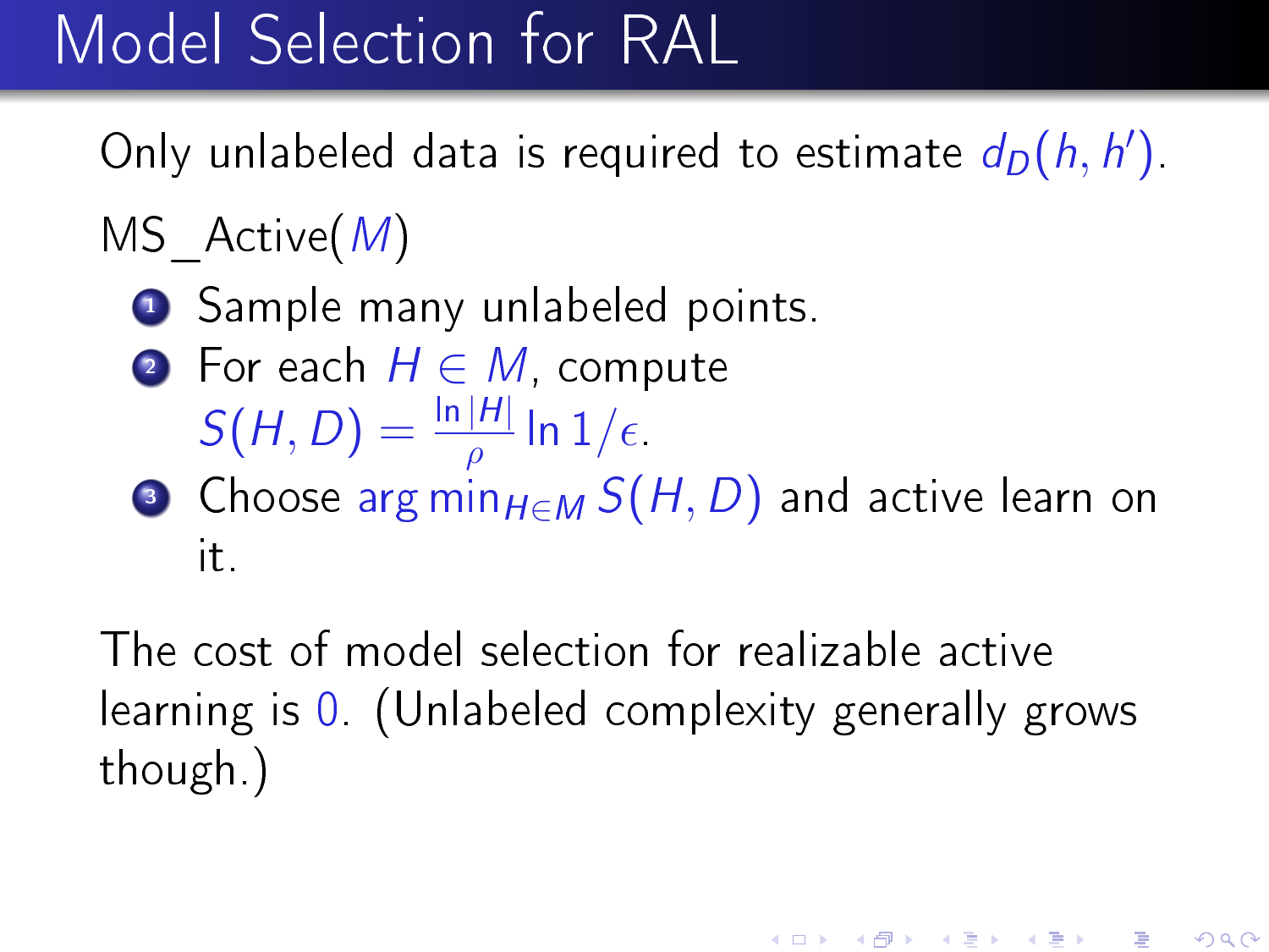# Model Selection for RAL

Only unlabeled data is required to estimate $d_D(h, h')$.

MS_Active($M$)

1. Sample many unlabeled points.
2. For each $H \in M$, compute $S(H, D) = \frac{\ln |H|}{\rho} \ln 1/\epsilon$.
3. Choose $\arg\min_{H \in M} S(H, D)$ and active learn on it.

The cost of model selection for realizable active learning is 0. (Unlabeled complexity generally grows though.)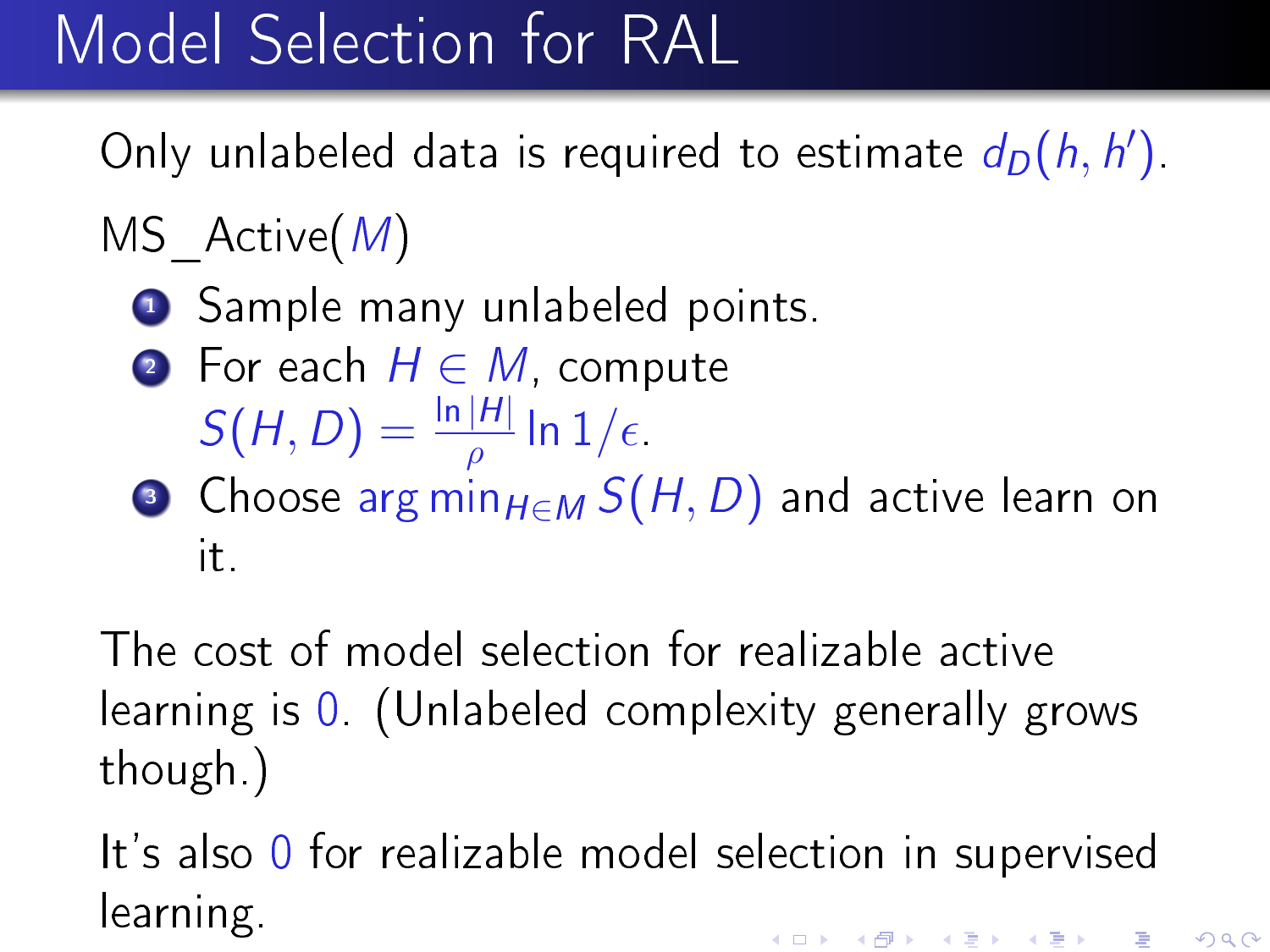# Model Selection for RAL

Only unlabeled data is required to estimate $d_D(h, h')$.

MS_Active($M$)

1. Sample many unlabeled points.
2. For each $H \in M$, compute $S(H, D) = \frac{\ln |H|}{\rho} \ln 1/\epsilon$.
3. Choose $\arg\min_{H \in M} S(H, D)$ and active learn on it.

The cost of model selection for realizable active learning is 0. (Unlabeled complexity generally grows though.)

It's also 0 for realizable model selection in supervised learning.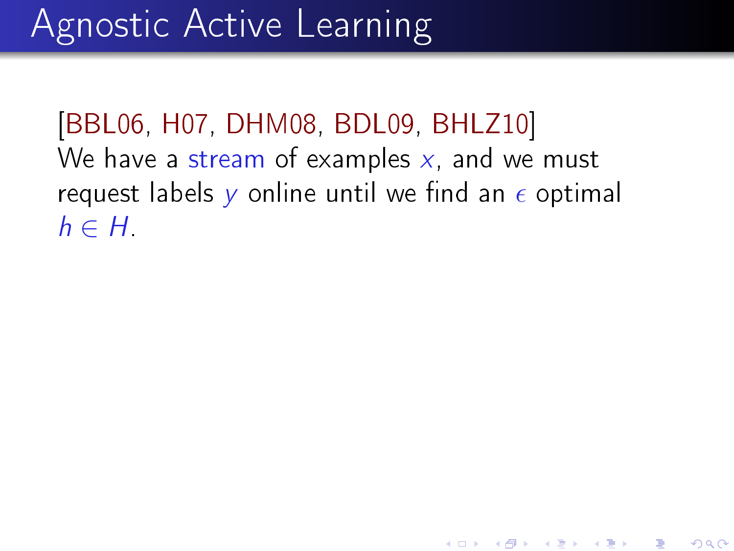# Agnostic Active Learning

[BBL06, H07, DHM08, BDL09, BHLZ10]
We have a stream of examples $x$, and we must request labels $y$ online until we find an $\epsilon$ optimal $h \in H$.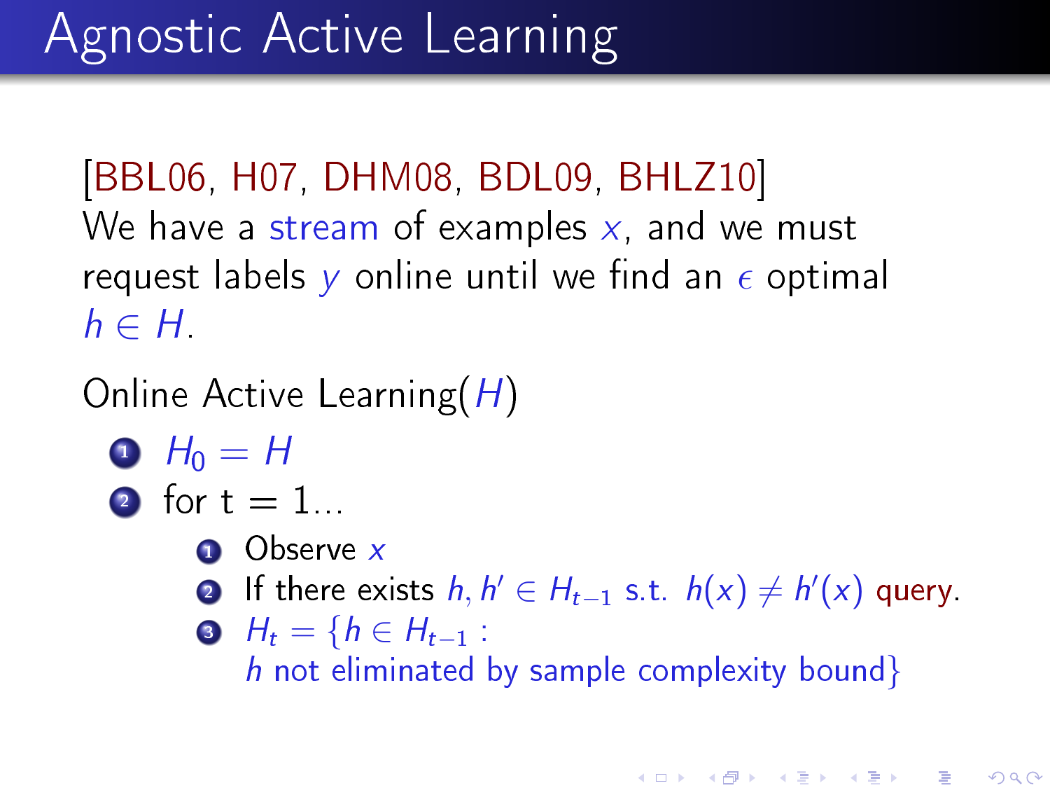# Agnostic Active Learning

[BBL06, H07, DHM08, BDL09, BHLZ10]
We have a stream of examples $x$, and we must request labels $y$ online until we find an $\epsilon$ optimal $h \in H$.

Online Active Learning($H$)

1. $H_0 = H$
2. for t = 1...
   1. Observe $x$
   2. If there exists $h, h' \in H_{t-1}$ s.t. $h(x) \neq h'(x)$ query.
   3. $H_t = \{h \in H_{t-1} :$
      $h$ not eliminated by sample complexity bound$\}$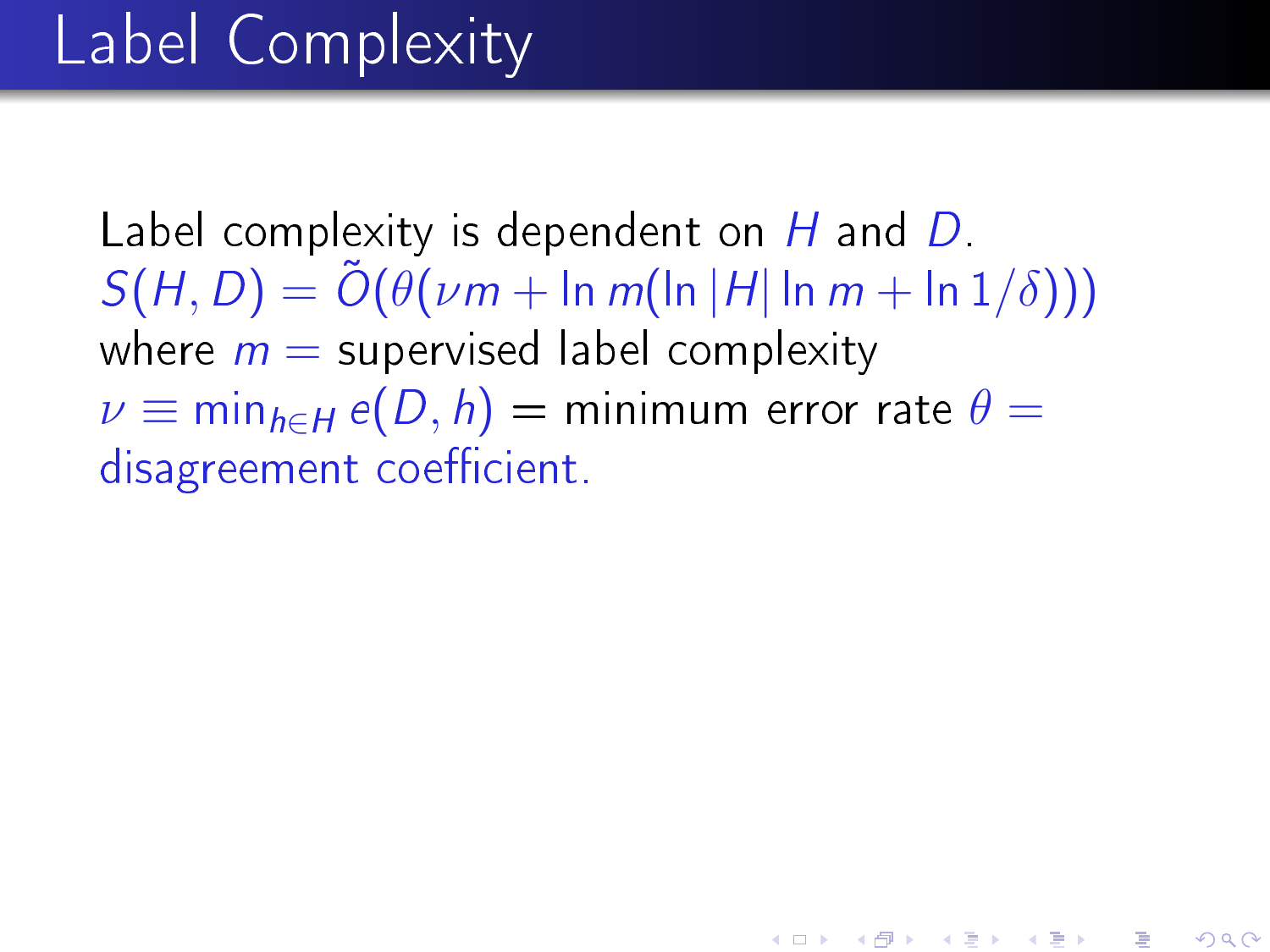# Label Complexity

Label complexity is dependent on $H$ and $D$.
$S(H, D) = \tilde{O}(\theta(\nu m + \ln m(\ln |H| \ln m + \ln 1/\delta)))$
where $m$ = supervised label complexity
$\nu \equiv \min_{h \in H} e(D, h)$ = minimum error rate $\theta$ = disagreement coefficient.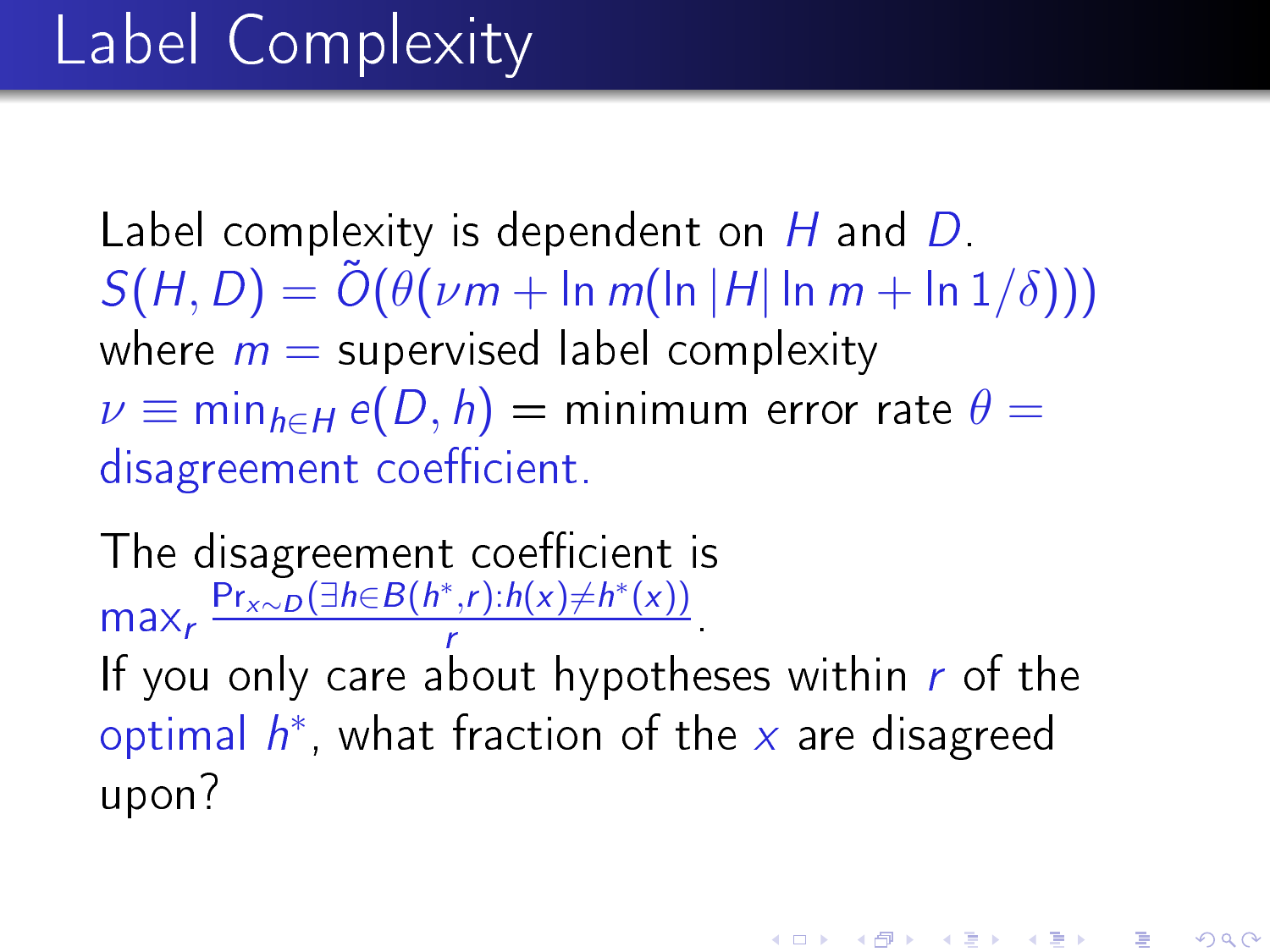# Label Complexity

Label complexity is dependent on $H$ and $D$.
$S(H, D) = \tilde{O}(\theta(\nu m + \ln m(\ln |H| \ln m + \ln 1/\delta)))$
where $m$ = supervised label complexity
$\nu \equiv \min_{h \in H} e(D, h)$ = minimum error rate $\theta$ = disagreement coefficient.

The disagreement coefficient is
$\max_r \frac{\Pr_{x \sim D}(\exists h \in B(h^*, r) : h(x) \neq h^*(x))}{r}$.
If you only care about hypotheses within $r$ of the optimal $h^*$, what fraction of the $x$ are disagreed upon?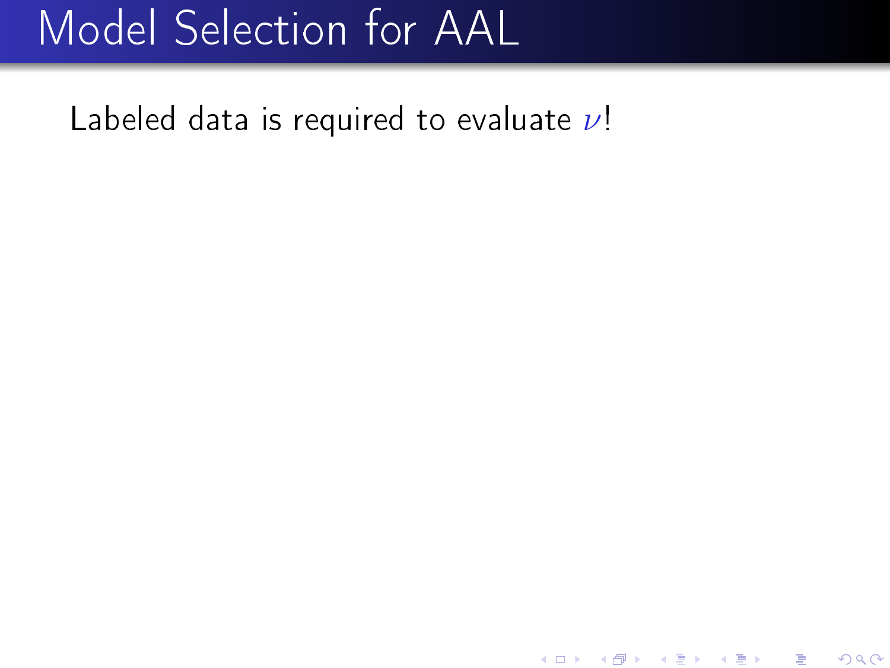# Model Selection for AAL

Labeled data is required to evaluate $\nu$!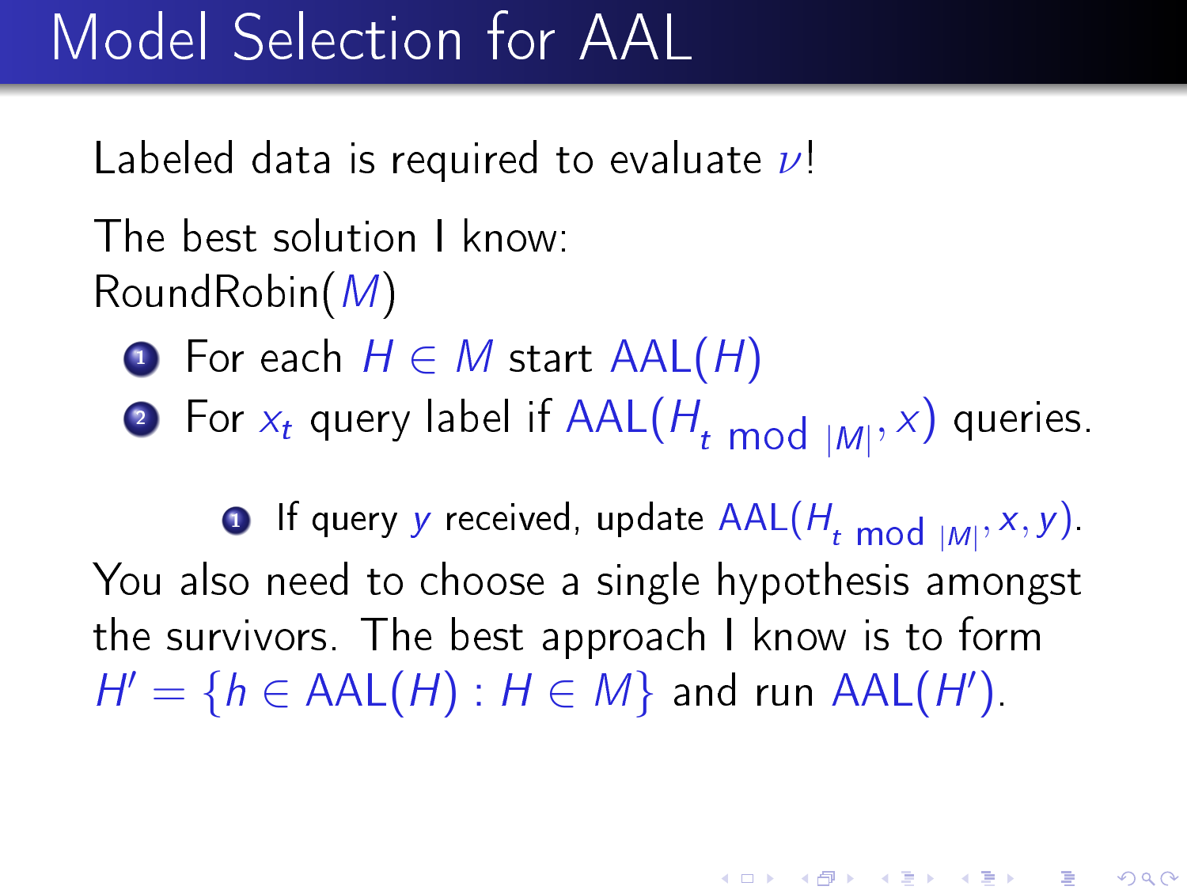# Model Selection for AAL

Labeled data is required to evaluate $\nu$!

The best solution I know:
RoundRobin($M$)

1. For each $H \in M$ start $\text{AAL}(H)$
2. For $x_t$ query label if $\text{AAL}(H_{t \bmod |M|}, x)$ queries.
    1. If query $y$ received, update $\text{AAL}(H_{t \bmod |M|}, x, y)$.

You also need to choose a single hypothesis amongst the survivors. The best approach I know is to form $H' = \{h \in \text{AAL}(H) : H \in M\}$ and run $\text{AAL}(H')$.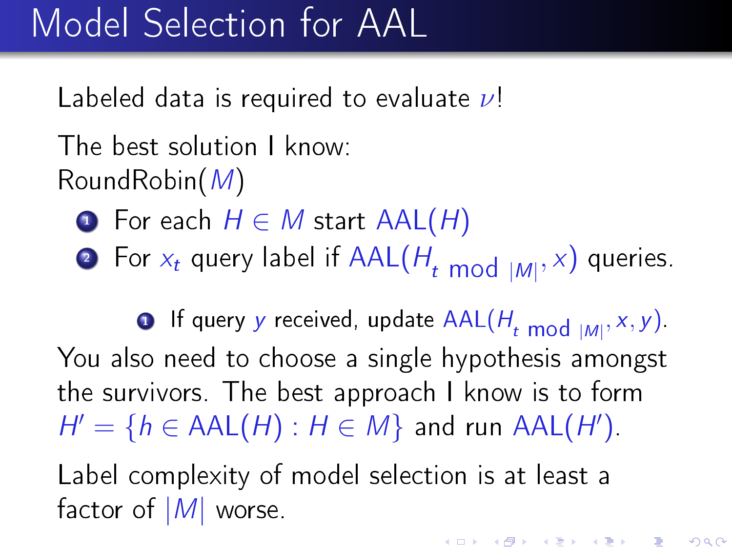# Model Selection for AAL

Labeled data is required to evaluate $\nu$!

The best solution I know:
RoundRobin($M$)

1. For each $H \in M$ start $\text{AAL}(H)$
2. For $x_t$ query label if $\text{AAL}(H_{t \bmod |M|}, x)$ queries.
   1. If query $y$ received, update $\text{AAL}(H_{t \bmod |M|}, x, y)$.

You also need to choose a single hypothesis amongst the survivors. The best approach I know is to form $H' = \{h \in \text{AAL}(H) : H \in M\}$ and run $\text{AAL}(H')$.

Label complexity of model selection is at least a factor of $|M|$ worse.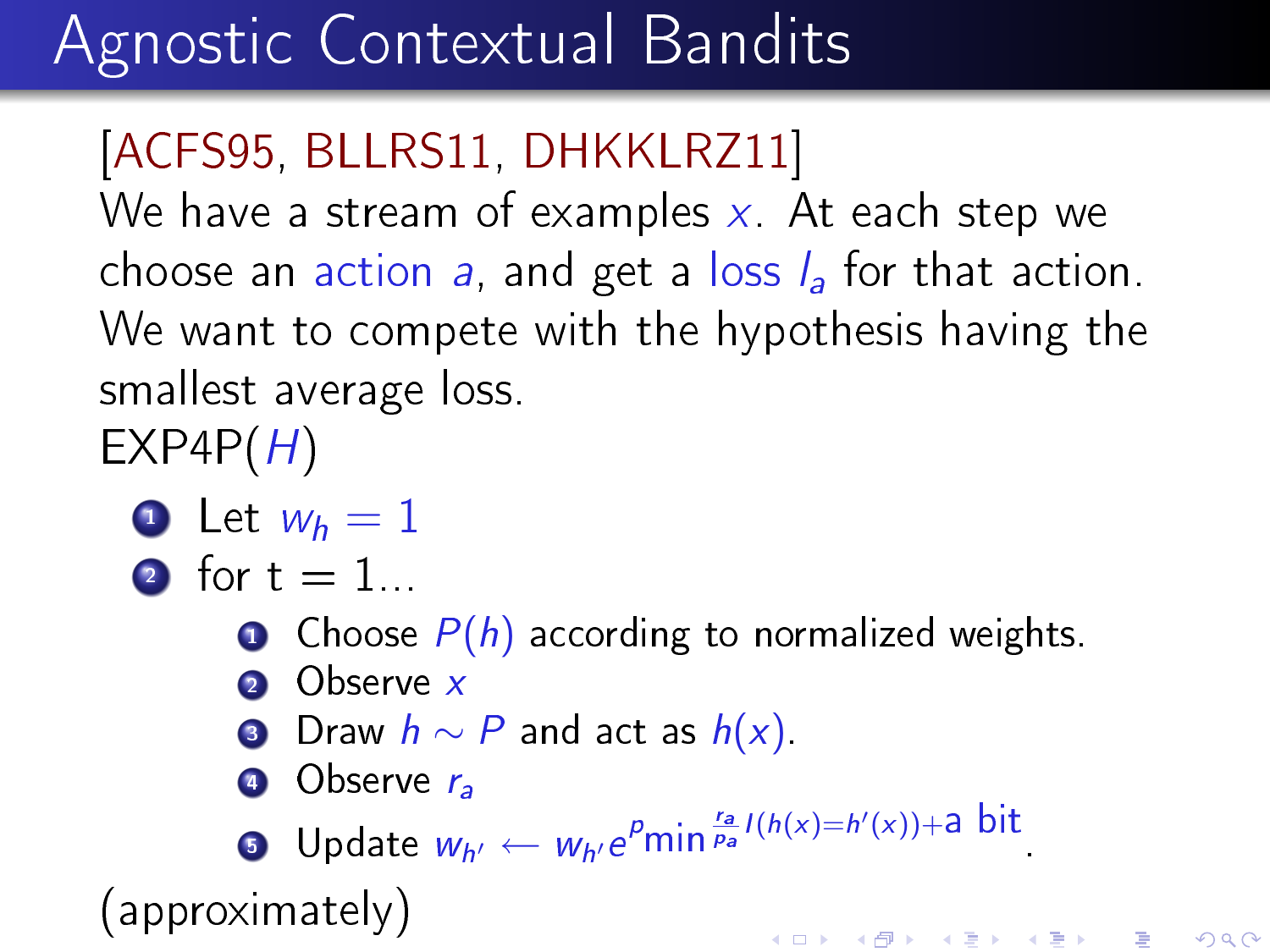# Agnostic Contextual Bandits

[ACFS95, BLLRS11, DHKKLRZ11]

We have a stream of examples $x$. At each step we choose an action $a$, and get a loss $l_a$ for that action. We want to compete with the hypothesis having the smallest average loss.

EXP4P($H$)

1. Let $w_h = 1$
2. for t = 1...
   1. Choose $P(h)$ according to normalized weights.
   2. Observe $x$
   3. Draw $h \sim P$ and act as $h(x)$.
   4. Observe $r_a$
   5. Update $w_{h'} \leftarrow w_{h'} e^{p_{\min} \frac{r_a}{p_a} I(h(x)=h'(x)) + \text{a bit}}$.

(approximately)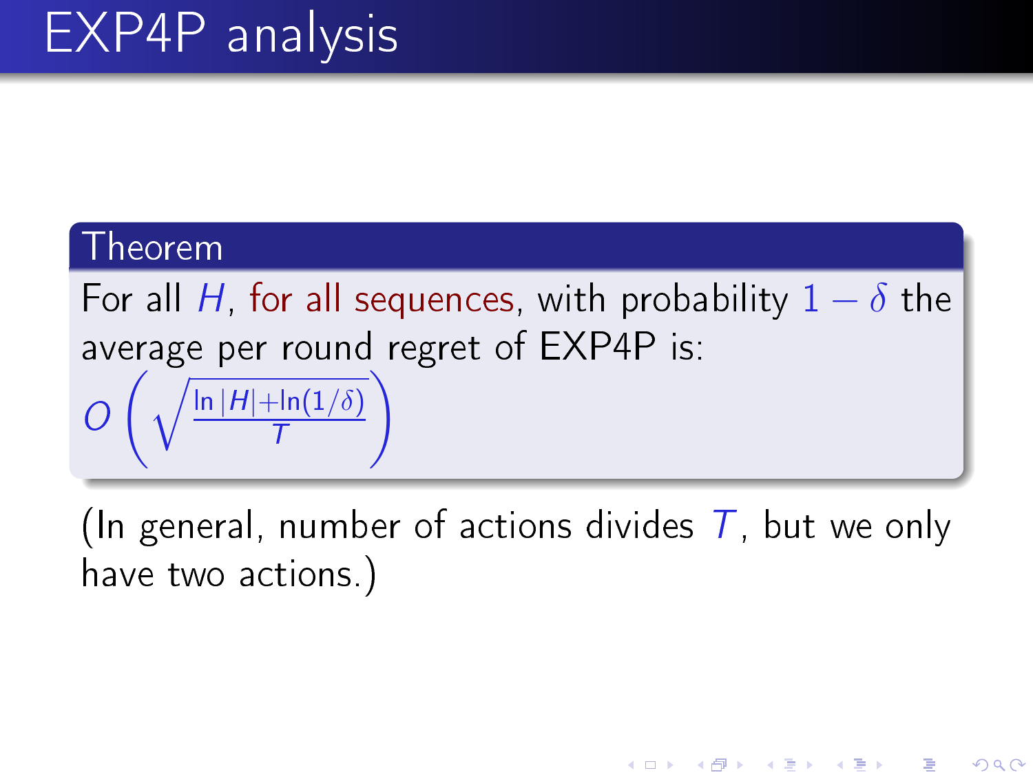# EXP4P analysis

**Theorem**

For all $H$, for all sequences, with probability $1 - \delta$ the average per round regret of EXP4P is:

$$O\left(\sqrt{\frac{\ln |H| + \ln(1/\delta)}{T}}\right)$$

(In general, number of actions divides $T$, but we only have two actions.)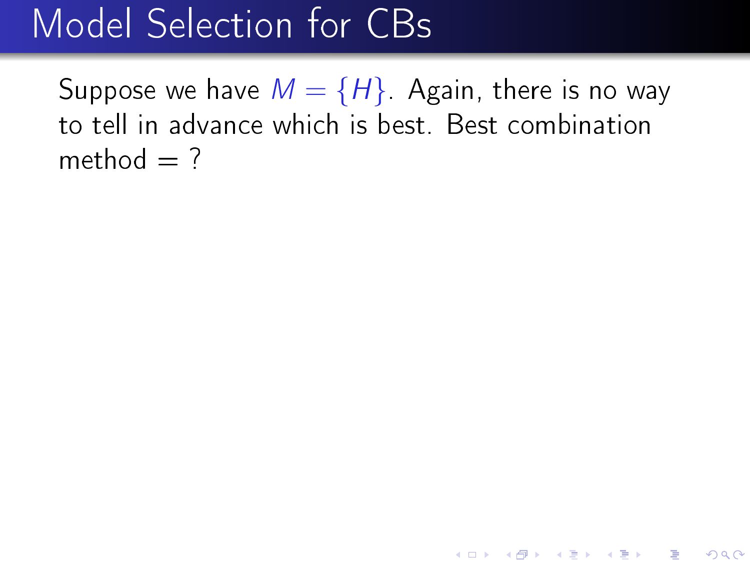# Model Selection for CBs

Suppose we have $M = \{H\}$. Again, there is no way to tell in advance which is best. Best combination method = ?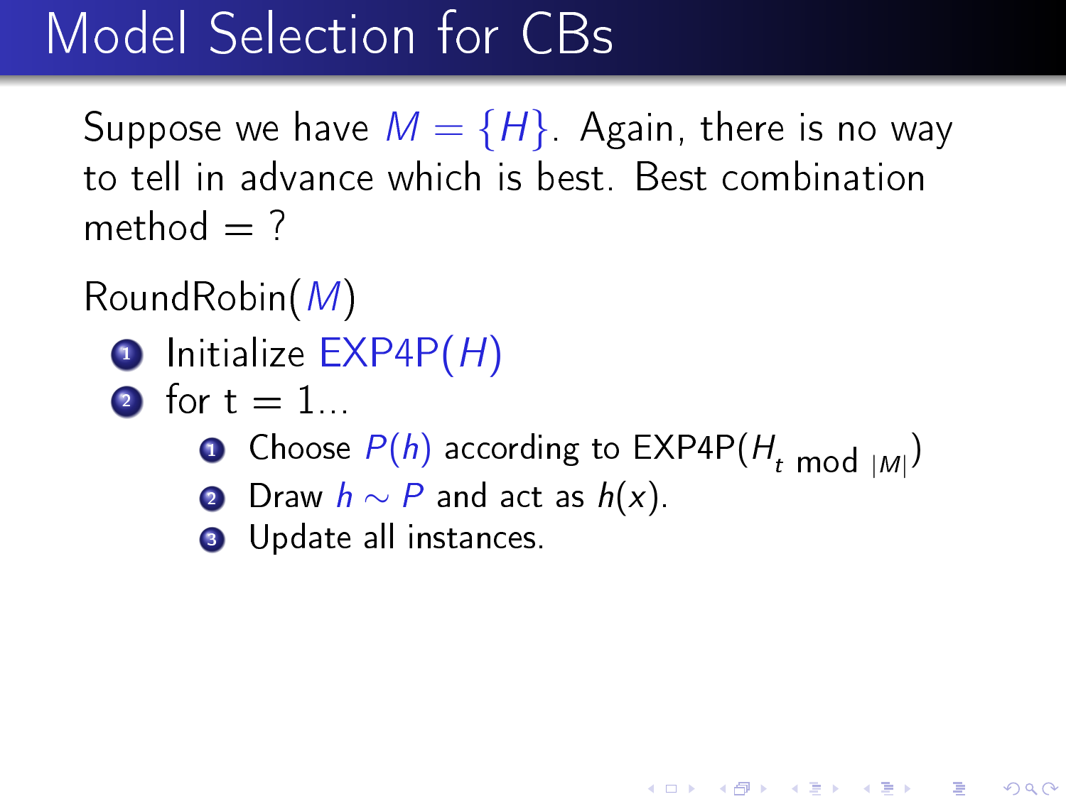# Model Selection for CBs

Suppose we have $M = \{H\}$. Again, there is no way to tell in advance which is best. Best combination method = ?

RoundRobin($M$)

1. Initialize EXP4P($H$)
2. for t = 1...
   1. Choose $P(h)$ according to EXP4P($H_{t \bmod |M|}$)
   2. Draw $h \sim P$ and act as $h(x)$.
   3. Update all instances.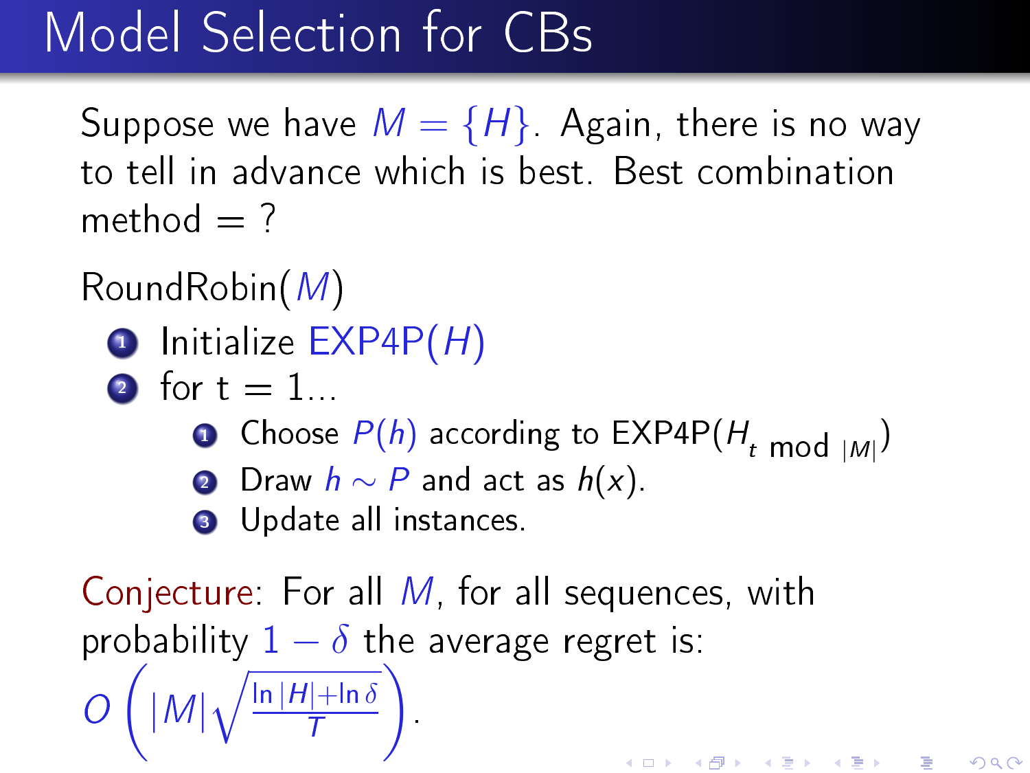# Model Selection for CBs

Suppose we have $M = \{H\}$. Again, there is no way to tell in advance which is best. Best combination method = ?

RoundRobin($M$)

1. Initialize EXP4P($H$)
2. for t = 1...
   1. Choose $P(h)$ according to EXP4P($H_{t \bmod |M|}$)
   2. Draw $h \sim P$ and act as $h(x)$.
   3. Update all instances.

Conjecture: For all $M$, for all sequences, with probability $1 - \delta$ the average regret is:

$$O\left(|M|\sqrt{\frac{\ln |H| + \ln \delta}{T}}\right).$$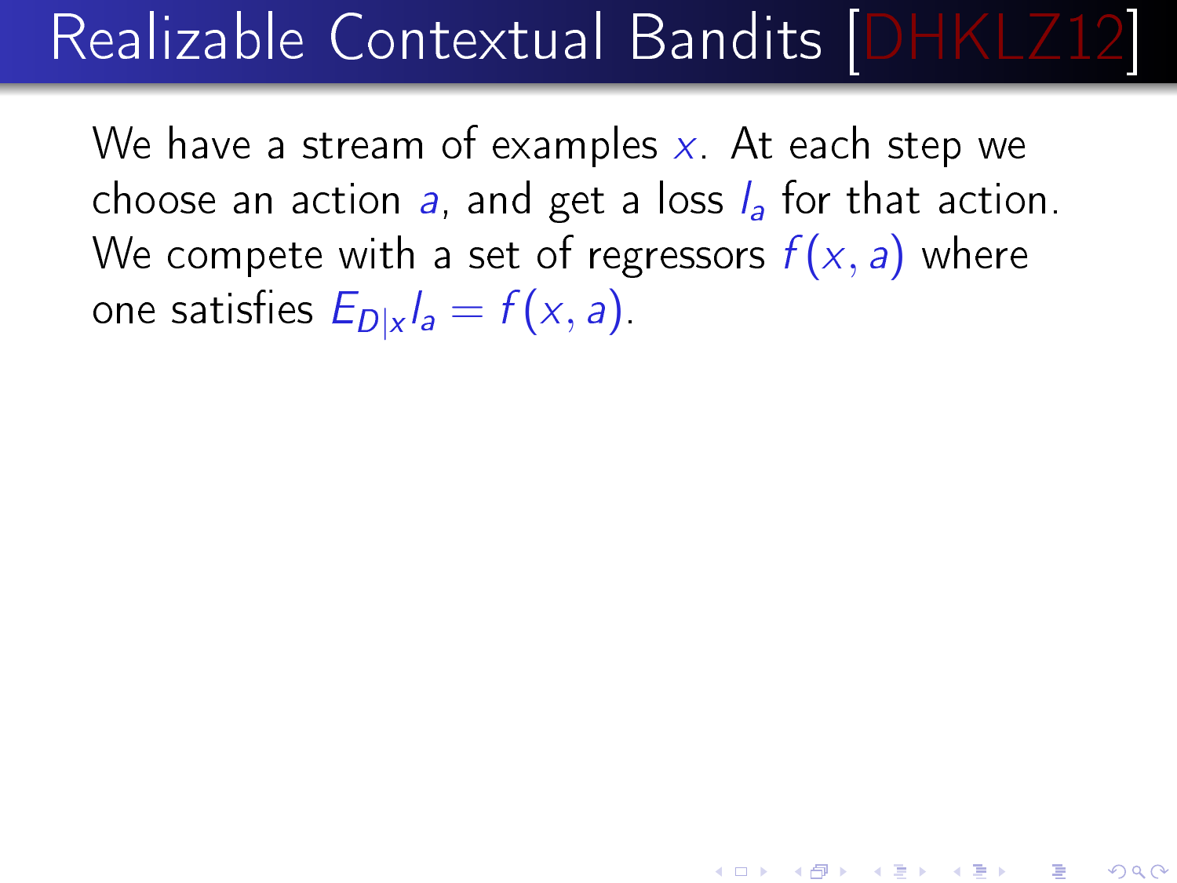# Realizable Contextual Bandits [DHKLZ12]

We have a stream of examples $x$. At each step we choose an action $a$, and get a loss $l_a$ for that action. We compete with a set of regressors $f(x, a)$ where one satisfies $E_{D|x} l_a = f(x, a)$.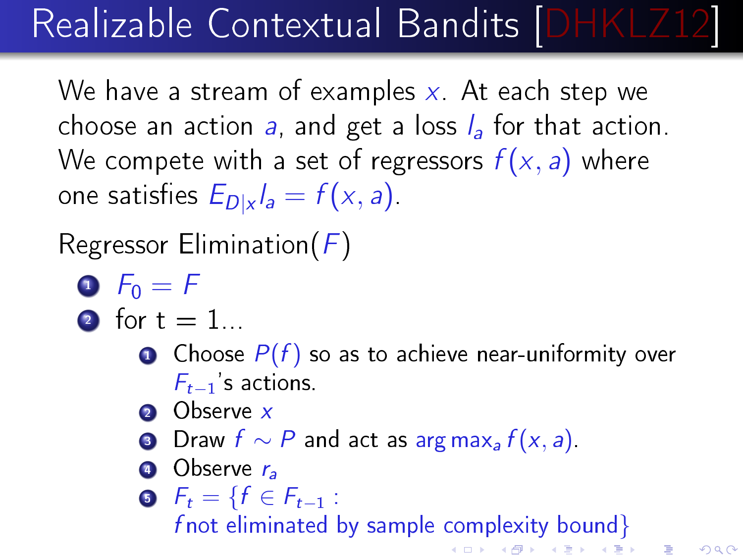# Realizable Contextual Bandits [DHKLZ12]

We have a stream of examples $x$. At each step we choose an action $a$, and get a loss $l_a$ for that action. We compete with a set of regressors $f(x, a)$ where one satisfies $E_{D|x} l_a = f(x, a)$.

Regressor Elimination($F$)

1. $F_0 = F$
2. for t = 1...
   1. Choose $P(f)$ so as to achieve near-uniformity over $F_{t-1}$'s actions.
   2. Observe $x$
   3. Draw $f \sim P$ and act as $\arg\max_a f(x, a)$.
   4. Observe $r_a$
   5. $F_t = \{f \in F_{t-1} :$ $f$ not eliminated by sample complexity bound$\}$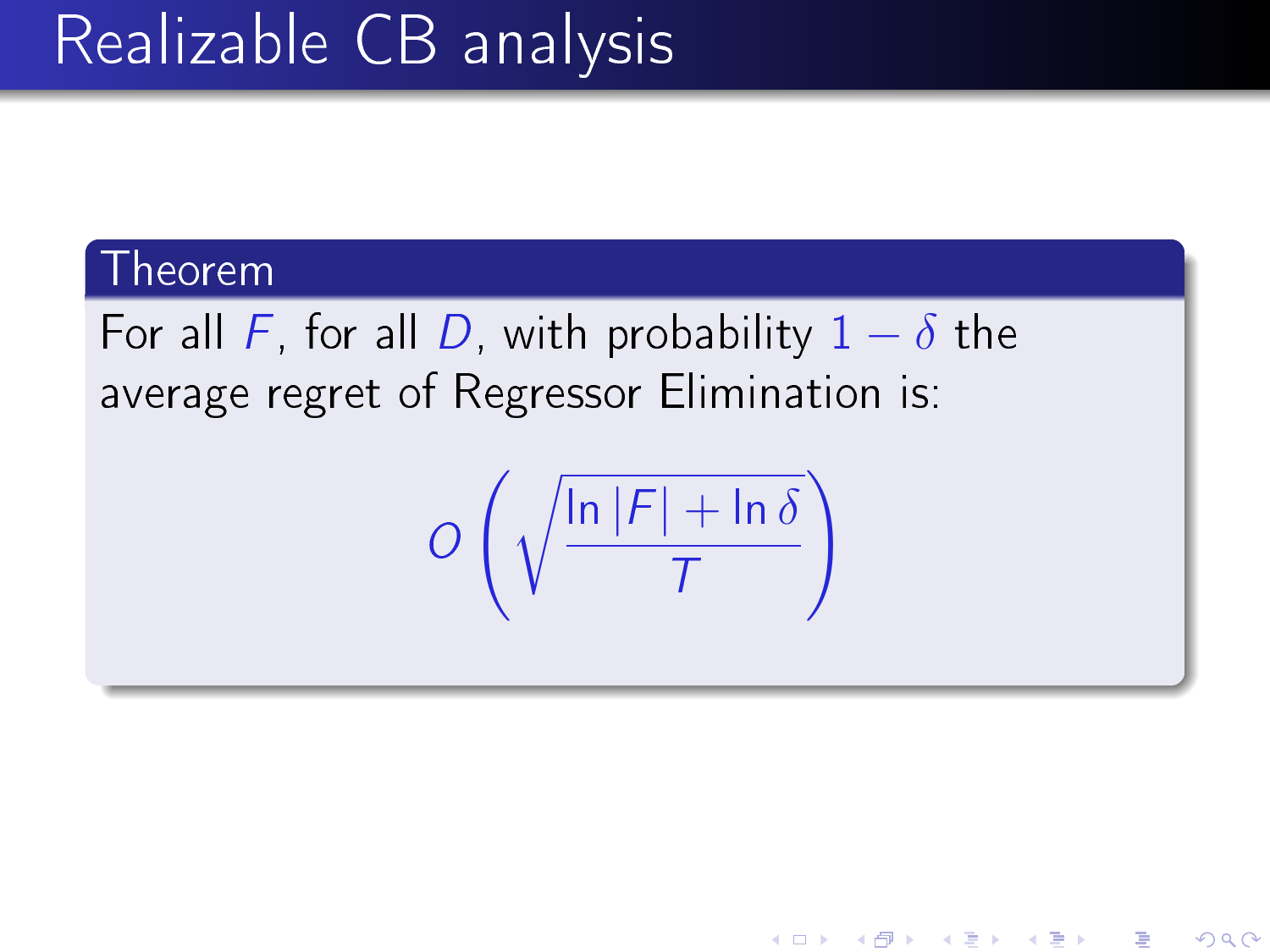# Realizable CB analysis

**Theorem**

For all $F$, for all $D$, with probability $1 - \delta$ the average regret of Regressor Elimination is:

$$O\left(\sqrt{\frac{\ln |F| + \ln \delta}{T}}\right)$$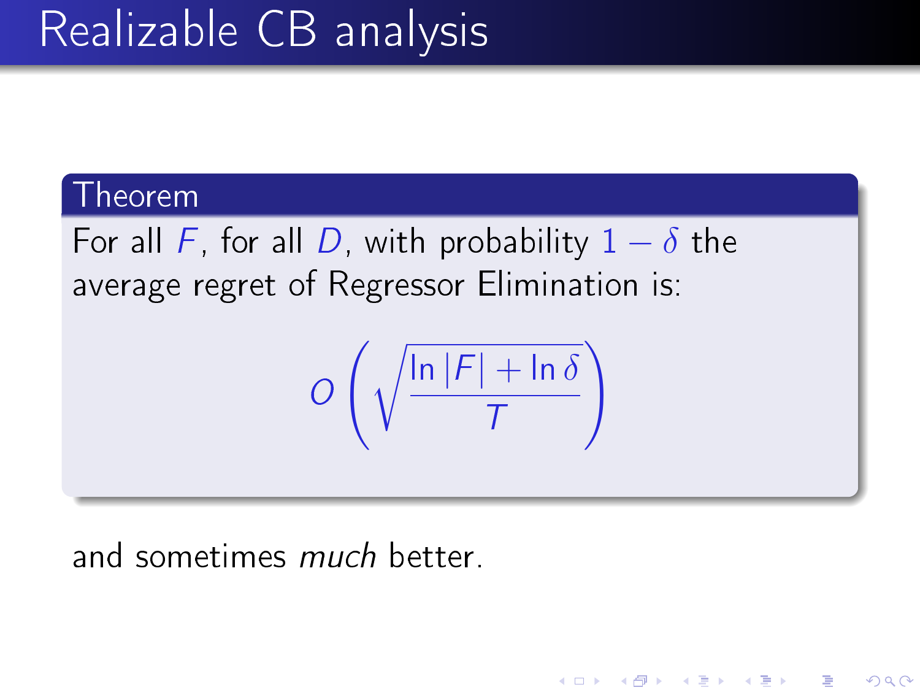# Realizable CB analysis

**Theorem**

For all $F$, for all $D$, with probability $1 - \delta$ the average regret of Regressor Elimination is:

$$O\left(\sqrt{\frac{\ln |F| + \ln \delta}{T}}\right)$$

and sometimes *much* better.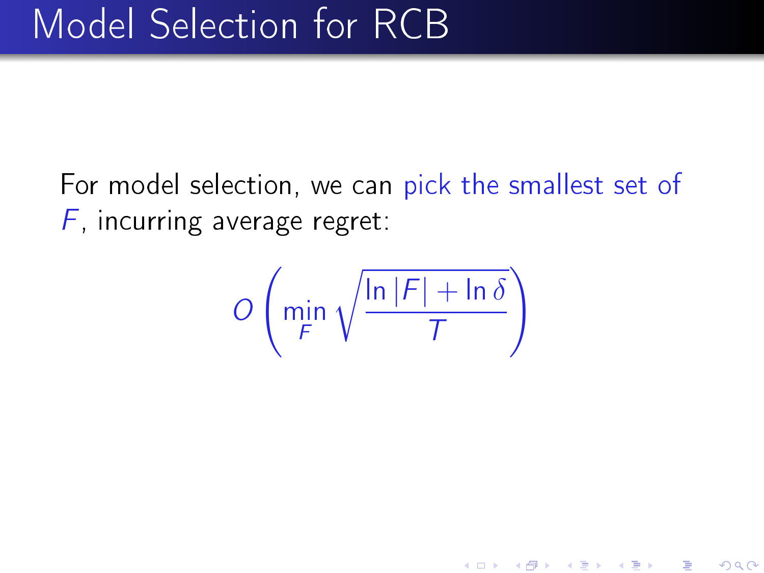# Model Selection for RCB

For model selection, we can pick the smallest set of $F$, incurring average regret:

$$O\left(\min_{F}\sqrt{\frac{\ln|F|+\ln\delta}{T}}\right)$$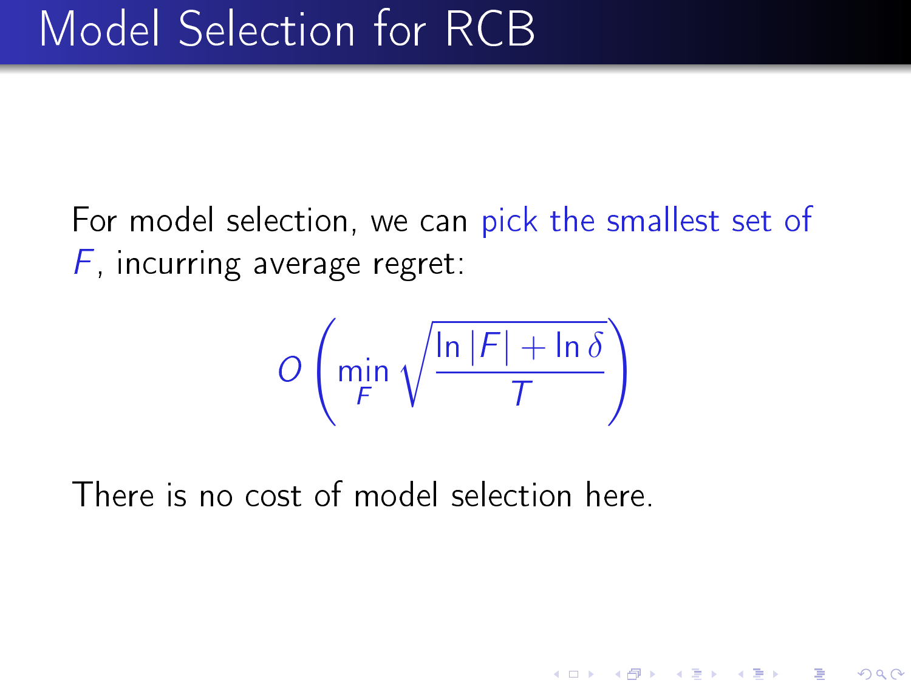# Model Selection for RCB

For model selection, we can pick the smallest set of $F$, incurring average regret:

$$O\left(\min_F \sqrt{\frac{\ln |F| + \ln \delta}{T}}\right)$$

There is no cost of model selection here.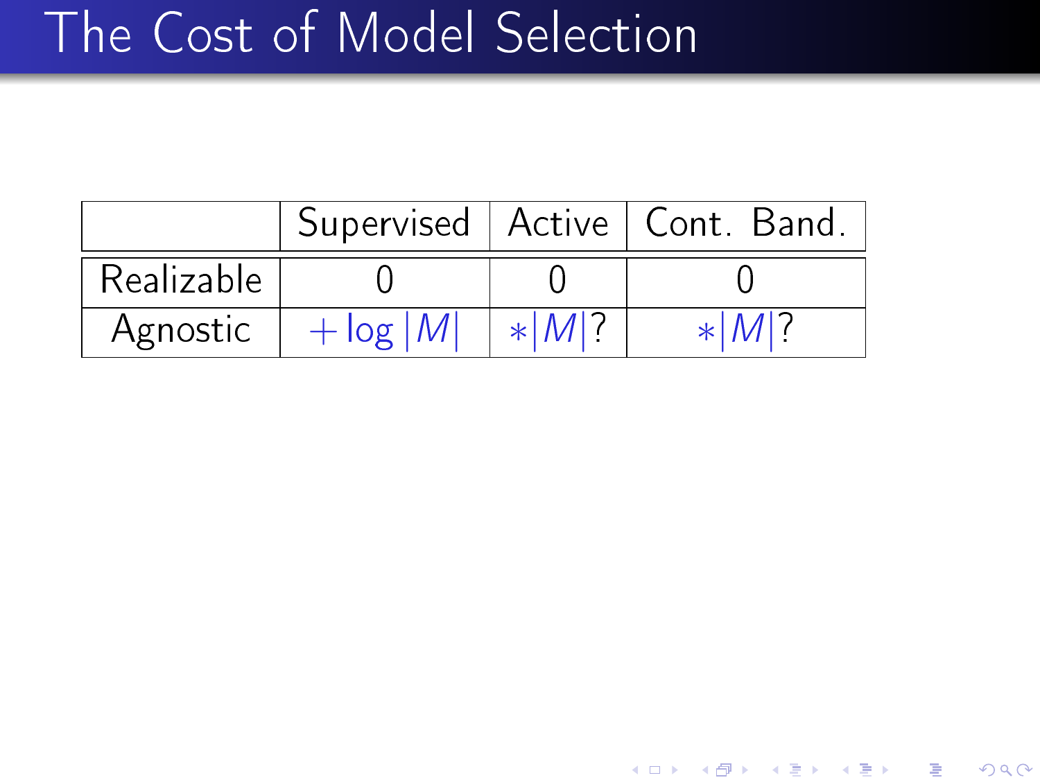# The Cost of Model Selection

| | Supervised | Active | Cont. Band. |
|---|---|---|---|
| Realizable | 0 | 0 | 0 |
| Agnostic | $+\log\|M\|$ | $*\|M\|$? | $*\|M\|$? |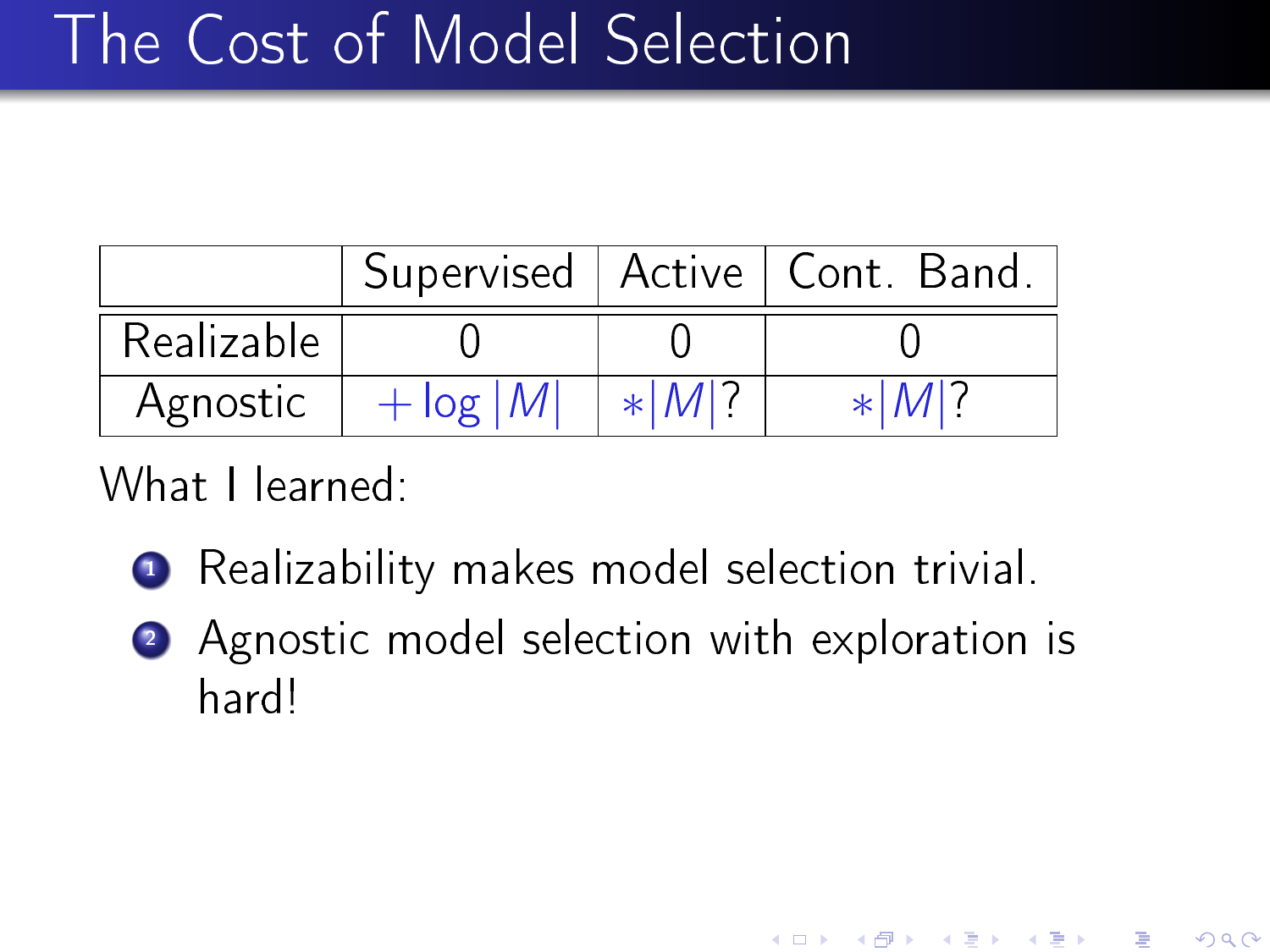# The Cost of Model Selection

| | Supervised | Active | Cont. Band. |
|---|---|---|---|
| Realizable | 0 | 0 | 0 |
| Agnostic | $+\log \lvert M \rvert$ | $*\lvert M \rvert$? | $*\lvert M \rvert$? |

What I learned:

1. Realizability makes model selection trivial.
2. Agnostic model selection with exploration is hard!